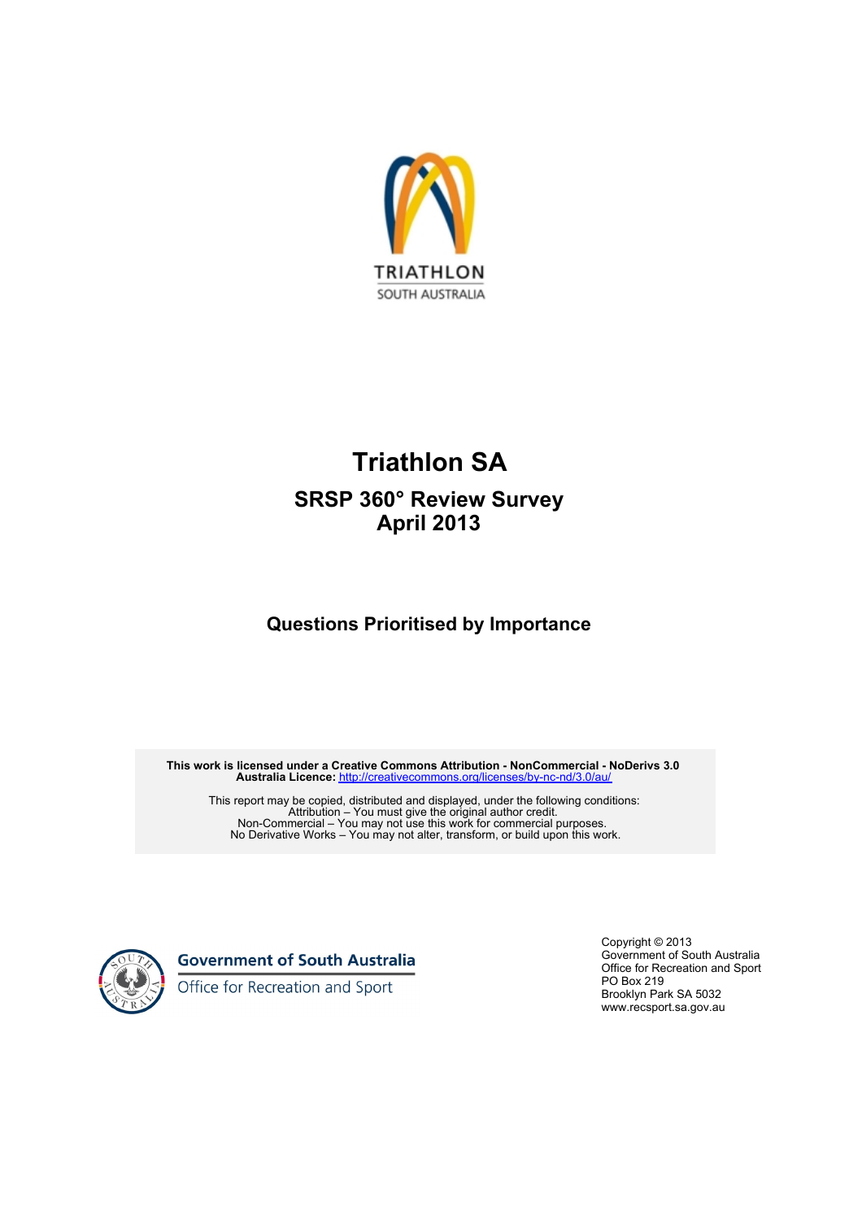TRIATHLON

SOUTH AUSTRALIA

# Triathlon SA

## SRSP 360° Review Survey
## April 2013

### Questions Prioritised by Importance

**This work is licensed under a Creative Commons Attribution - NonCommercial - NoDerivs 3.0 Australia Licence:** http://creativecommons.org/licenses/by-nc-nd/3.0/au/

This report may be copied, distributed and displayed, under the following conditions:
Attribution – You must give the original author credit.
Non-Commercial – You may not use this work for commercial purposes.
No Derivative Works – You may not alter, transform, or build upon this work.

Government of South Australia
Office for Recreation and Sport

Copyright © 2013
Government of South Australia
Office for Recreation and Sport
PO Box 219
Brooklyn Park SA 5032
www.recsport.sa.gov.au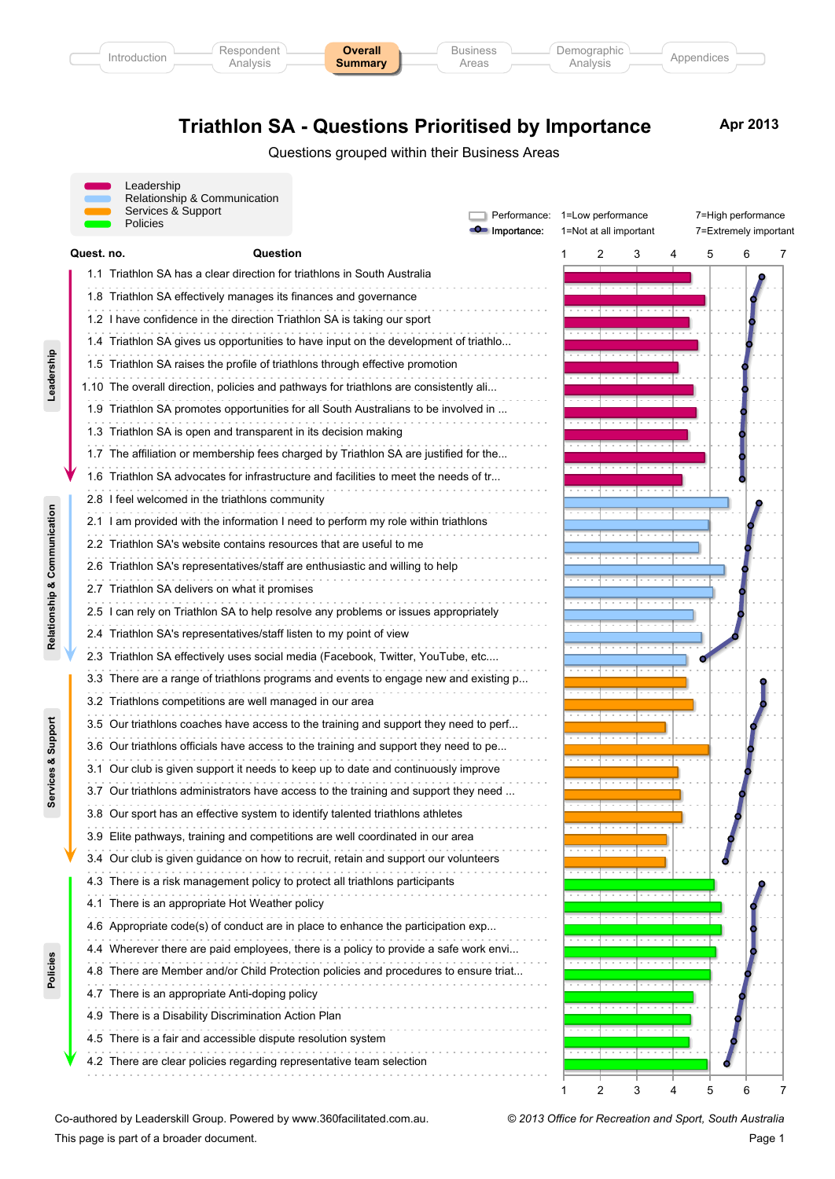Introduction | Respondent Analysis | **Overall Summary** | Business Areas | Demographic Analysis | Appendices

# Triathlon SA - Questions Prioritised by Importance

**Apr 2013**

Questions grouped within their Business Areas

Leadership
Relationship & Communication
Services & Support
Policies

Performance: 1=Low performance 7=High performance
Importance: 1=Not at all important 7=Extremely important

Quest. no. Question

1 2 3 4 5 6 7

Leadership

1.1 Triathlon SA has a clear direction for triathlons in South Australia
1.8 Triathlon SA effectively manages its finances and governance
1.2 I have confidence in the direction Triathlon SA is taking our sport
1.4 Triathlon SA gives us opportunities to have input on the development of triathlo...
1.5 Triathlon SA raises the profile of triathlons through effective promotion
1.10 The overall direction, policies and pathways for triathlons are consistently ali...
1.9 Triathlon SA promotes opportunities for all South Australians to be involved in ...
1.3 Triathlon SA is open and transparent in its decision making
1.7 The affiliation or membership fees charged by Triathlon SA are justified for the...
1.6 Triathlon SA advocates for infrastructure and facilities to meet the needs of tr...

Relationship & Communication

2.8 I feel welcomed in the triathlons community
2.1 I am provided with the information I need to perform my role within triathlons
2.2 Triathlon SA's website contains resources that are useful to me
2.6 Triathlon SA's representatives/staff are enthusiastic and willing to help
2.7 Triathlon SA delivers on what it promises
2.5 I can rely on Triathlon SA to help resolve any problems or issues appropriately
2.4 Triathlon SA's representatives/staff listen to my point of view
2.3 Triathlon SA effectively uses social media (Facebook, Twitter, YouTube, etc....

Services & Support

3.3 There are a range of triathlons programs and events to engage new and existing p...
3.2 Triathlons competitions are well managed in our area
3.5 Our triathlons coaches have access to the training and support they need to perf...
3.6 Our triathlons officials have access to the training and support they need to pe...
3.1 Our club is given support it needs to keep up to date and continuously improve
3.7 Our triathlons administrators have access to the training and support they need ...
3.8 Our sport has an effective system to identify talented triathlons athletes
3.9 Elite pathways, training and competitions are well coordinated in our area
3.4 Our club is given guidance on how to recruit, retain and support our volunteers

Policies

4.3 There is a risk management policy to protect all triathlons participants
4.1 There is an appropriate Hot Weather policy
4.6 Appropriate code(s) of conduct are in place to enhance the participation exp...
4.4 Wherever there are paid employees, there is a policy to provide a safe work envi...
4.8 There are Member and/or Child Protection policies and procedures to ensure triat...
4.7 There is an appropriate Anti-doping policy
4.9 There is a Disability Discrimination Action Plan
4.5 There is a fair and accessible dispute resolution system
4.2 There are clear policies regarding representative team selection

1 2 3 4 5 6 7

Co-authored by Leaderskill Group. Powered by www.360facilitated.com.au.
This page is part of a broader document.

*© 2013 Office for Recreation and Sport, South Australia*